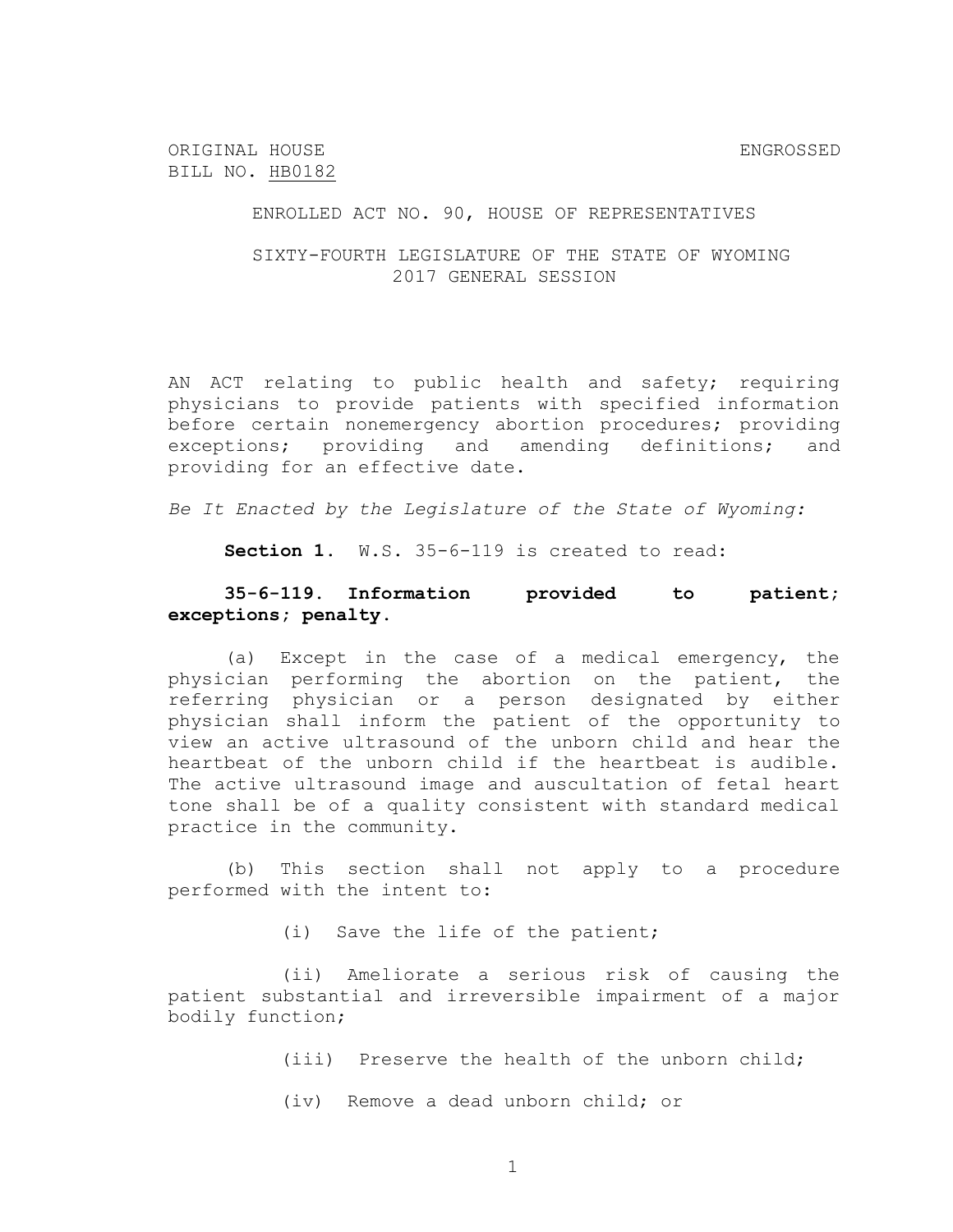ORIGINAL HOUSE
BILL NO. HB0182

ENGROSSED

ENROLLED ACT NO. 90, HOUSE OF REPRESENTATIVES

SIXTY-FOURTH LEGISLATURE OF THE STATE OF WYOMING
2017 GENERAL SESSION

AN ACT relating to public health and safety; requiring physicians to provide patients with specified information before certain nonemergency abortion procedures; providing exceptions; providing and amending definitions; and providing for an effective date.

*Be It Enacted by the Legislature of the State of Wyoming:*

**Section 1.** W.S. 35-6-119 is created to read:

**35-6-119. Information provided to patient; exceptions; penalty.**

(a) Except in the case of a medical emergency, the physician performing the abortion on the patient, the referring physician or a person designated by either physician shall inform the patient of the opportunity to view an active ultrasound of the unborn child and hear the heartbeat of the unborn child if the heartbeat is audible. The active ultrasound image and auscultation of fetal heart tone shall be of a quality consistent with standard medical practice in the community.

(b) This section shall not apply to a procedure performed with the intent to:

(i) Save the life of the patient;

(ii) Ameliorate a serious risk of causing the patient substantial and irreversible impairment of a major bodily function;

(iii) Preserve the health of the unborn child;

(iv) Remove a dead unborn child; or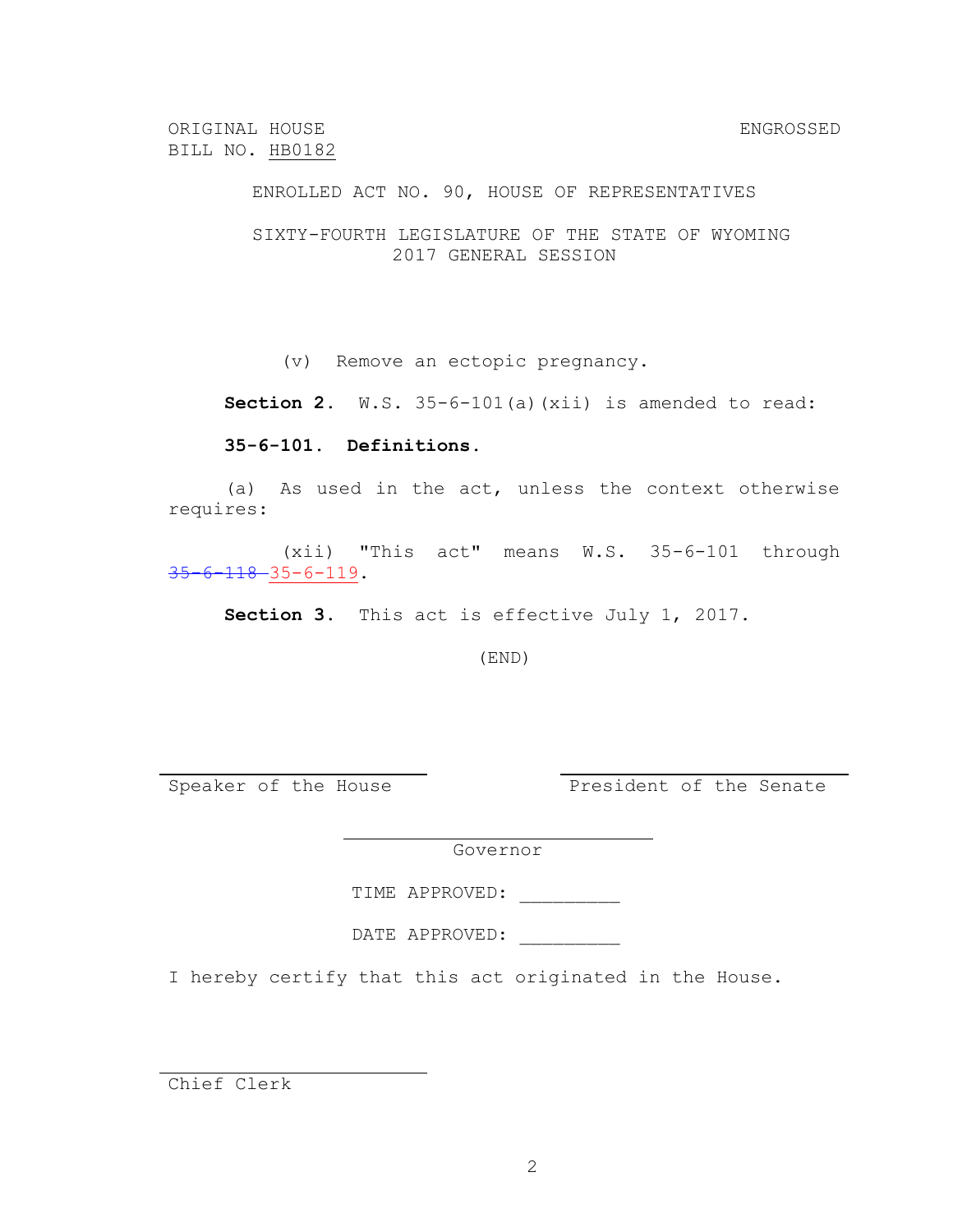ORIGINAL HOUSE BILL NO. HB0182

ENGROSSED

ENROLLED ACT NO. 90, HOUSE OF REPRESENTATIVES

SIXTY-FOURTH LEGISLATURE OF THE STATE OF WYOMING
2017 GENERAL SESSION

(v) Remove an ectopic pregnancy.

**Section 2.** W.S. 35-6-101(a)(xii) is amended to read:

**35-6-101. Definitions.**

(a) As used in the act, unless the context otherwise requires:

(xii) "This act" means W.S. 35-6-101 through ~~35-6-118~~ 35-6-119.

**Section 3.** This act is effective July 1, 2017.

(END)

Speaker of the House

President of the Senate

Governor

TIME APPROVED: _________

DATE APPROVED: _________

I hereby certify that this act originated in the House.

Chief Clerk